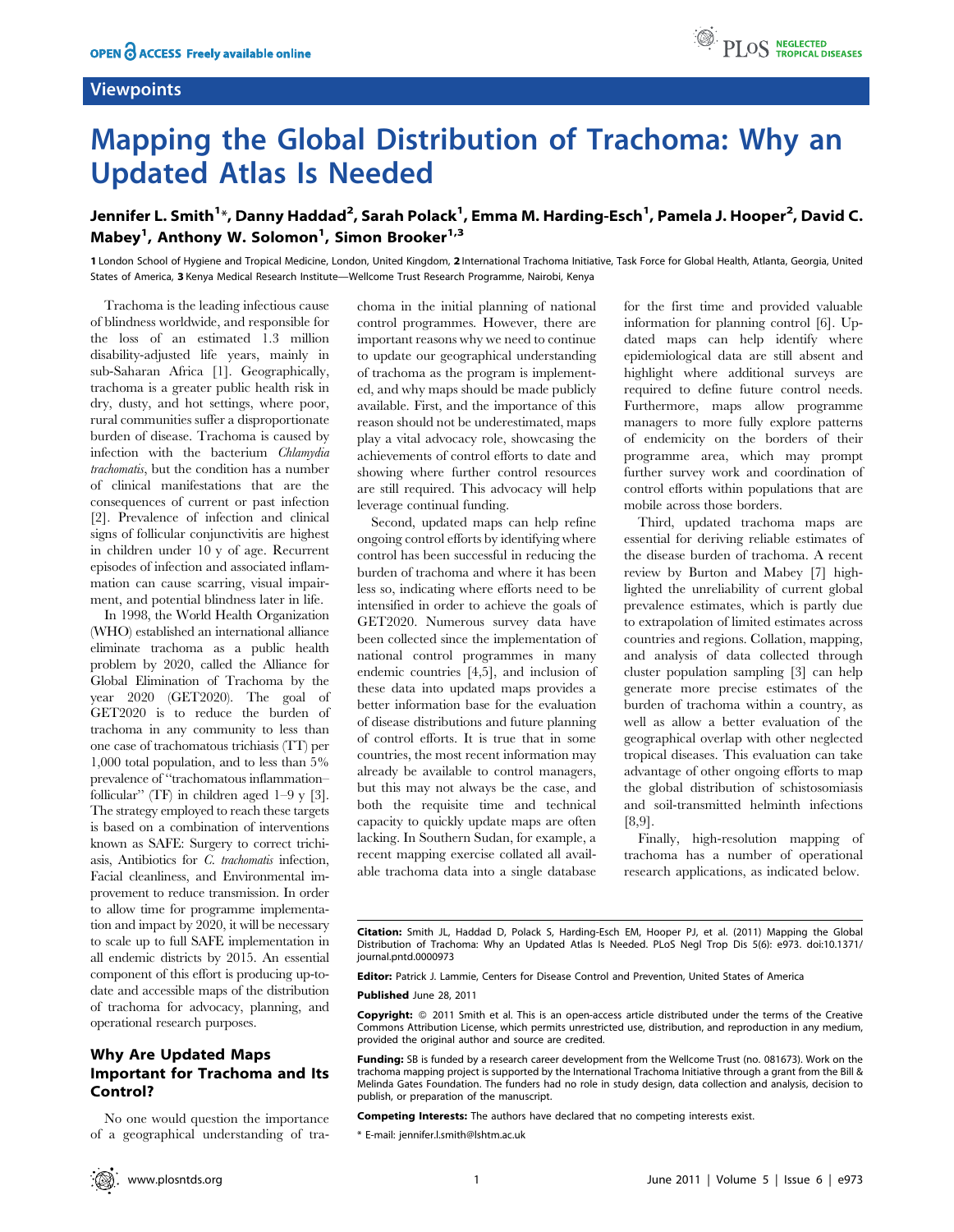Viewpoints

# Mapping the Global Distribution of Trachoma: Why an Updated Atlas Is Needed

**Jennifer L. Smith[1]\*, Danny Haddad[2], Sarah Polack[1], Emma M. Harding-Esch[1], Pamela J. Hooper[2], David C. Mabey[1], Anthony W. Solomon[1], Simon Brooker[1,3]**

1 London School of Hygiene and Tropical Medicine, London, United Kingdom, 2 International Trachoma Initiative, Task Force for Global Health, Atlanta, Georgia, United States of America, 3 Kenya Medical Research Institute—Wellcome Trust Research Programme, Nairobi, Kenya

Trachoma is the leading infectious cause of blindness worldwide, and responsible for the loss of an estimated 1.3 million disability-adjusted life years, mainly in sub-Saharan Africa [1]. Geographically, trachoma is a greater public health risk in dry, dusty, and hot settings, where poor, rural communities suffer a disproportionate burden of disease. Trachoma is caused by infection with the bacterium *Chlamydia trachomatis*, but the condition has a number of clinical manifestations that are the consequences of current or past infection [2]. Prevalence of infection and clinical signs of follicular conjunctivitis are highest in children under 10 y of age. Recurrent episodes of infection and associated inflammation can cause scarring, visual impairment, and potential blindness later in life.

In 1998, the World Health Organization (WHO) established an international alliance eliminate trachoma as a public health problem by 2020, called the Alliance for Global Elimination of Trachoma by the year 2020 (GET2020). The goal of GET2020 is to reduce the burden of trachoma in any community to less than one case of trachomatous trichiasis (TT) per 1,000 total population, and to less than 5% prevalence of "trachomatous inflammation–follicular" (TF) in children aged 1–9 y [3]. The strategy employed to reach these targets is based on a combination of interventions known as SAFE: Surgery to correct trichiasis, Antibiotics for *C. trachomatis* infection, Facial cleanliness, and Environmental improvement to reduce transmission. In order to allow time for programme implementation and impact by 2020, it will be necessary to scale up to full SAFE implementation in all endemic districts by 2015. An essential component of this effort is producing up-to-date and accessible maps of the distribution of trachoma for advocacy, planning, and operational research purposes.

## Why Are Updated Maps Important for Trachoma and Its Control?

No one would question the importance of a geographical understanding of trachoma in the initial planning of national control programmes. However, there are important reasons why we need to continue to update our geographical understanding of trachoma as the program is implemented, and why maps should be made publicly available. First, and the importance of this reason should not be underestimated, maps play a vital advocacy role, showcasing the achievements of control efforts to date and showing where further control resources are still required. This advocacy will help leverage continual funding.

Second, updated maps can help refine ongoing control efforts by identifying where control has been successful in reducing the burden of trachoma and where it has been less so, indicating where efforts need to be intensified in order to achieve the goals of GET2020. Numerous survey data have been collected since the implementation of national control programmes in many endemic countries [4,5], and inclusion of these data into updated maps provides a better information base for the evaluation of disease distributions and future planning of control efforts. It is true that in some countries, the most recent information may already be available to control managers, but this may not always be the case, and both the requisite time and technical capacity to quickly update maps are often lacking. In Southern Sudan, for example, a recent mapping exercise collated all available trachoma data into a single database for the first time and provided valuable information for planning control [6]. Updated maps can help identify where epidemiological data are still absent and highlight where additional surveys are required to define future control needs. Furthermore, maps allow programme managers to more fully explore patterns of endemicity on the borders of their programme area, which may prompt further survey work and coordination of control efforts within populations that are mobile across those borders.

Third, updated trachoma maps are essential for deriving reliable estimates of the disease burden of trachoma. A recent review by Burton and Mabey [7] highlighted the unreliability of current global prevalence estimates, which is partly due to extrapolation of limited estimates across countries and regions. Collation, mapping, and analysis of data collected through cluster population sampling [3] can help generate more precise estimates of the burden of trachoma within a country, as well as allow a better evaluation of the geographical overlap with other neglected tropical diseases. This evaluation can take advantage of other ongoing efforts to map the global distribution of schistosomiasis and soil-transmitted helminth infections [8,9].

Finally, high-resolution mapping of trachoma has a number of operational research applications, as indicated below.

**Citation:** Smith JL, Haddad D, Polack S, Harding-Esch EM, Hooper PJ, et al. (2011) Mapping the Global Distribution of Trachoma: Why an Updated Atlas Is Needed. PLoS Negl Trop Dis 5(6): e973. doi:10.1371/journal.pntd.0000973

**Editor:** Patrick J. Lammie, Centers for Disease Control and Prevention, United States of America

**Published** June 28, 2011

**Copyright:** © 2011 Smith et al. This is an open-access article distributed under the terms of the Creative Commons Attribution License, which permits unrestricted use, distribution, and reproduction in any medium, provided the original author and source are credited.

**Funding:** SB is funded by a research career development from the Wellcome Trust (no. 081673). Work on the trachoma mapping project is supported by the International Trachoma Initiative through a grant from the Bill & Melinda Gates Foundation. The funders had no role in study design, data collection and analysis, decision to publish, or preparation of the manuscript.

**Competing Interests:** The authors have declared that no competing interests exist.

\* E-mail: jennifer.l.smith@lshtm.ac.uk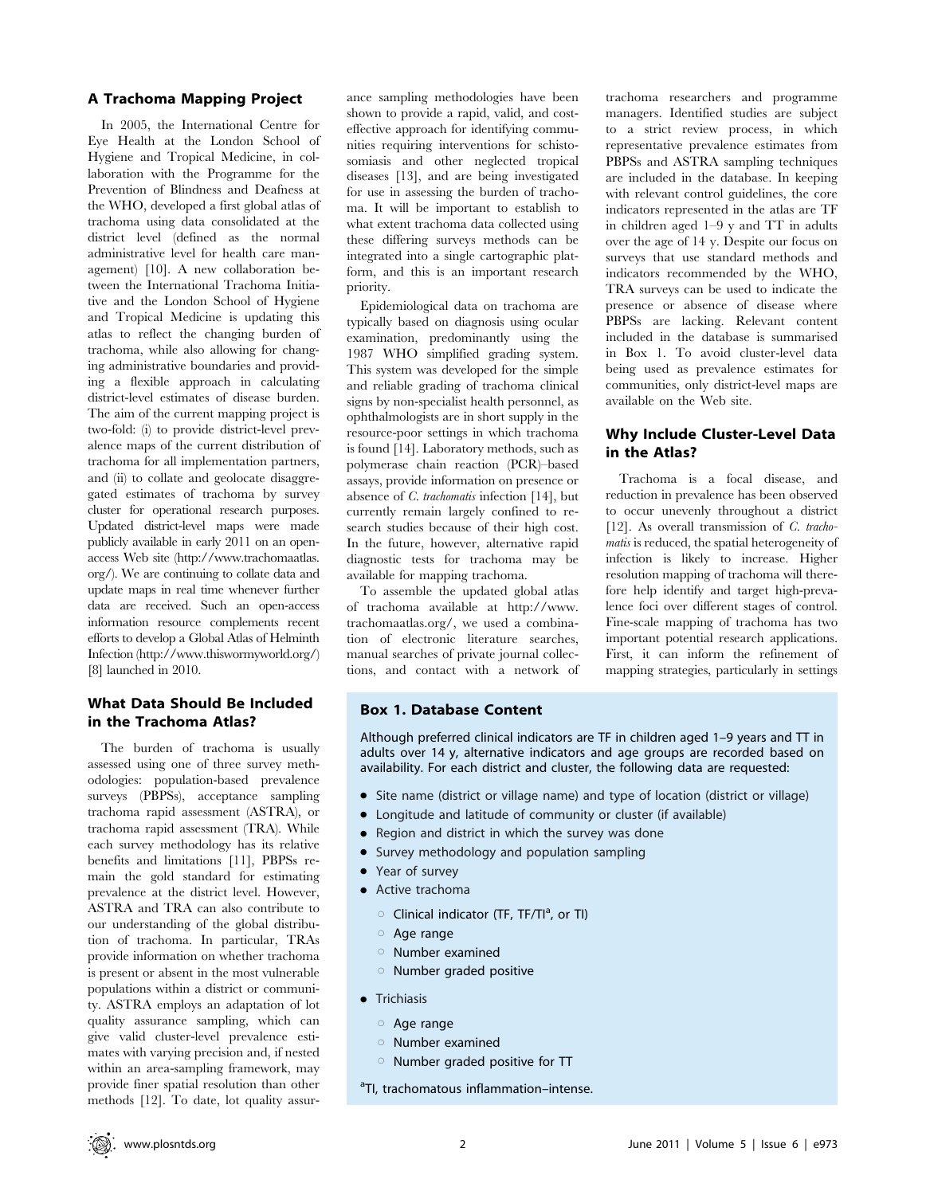## A Trachoma Mapping Project

In 2005, the International Centre for Eye Health at the London School of Hygiene and Tropical Medicine, in collaboration with the Programme for the Prevention of Blindness and Deafness at the WHO, developed a first global atlas of trachoma using data consolidated at the district level (defined as the normal administrative level for health care management) [10]. A new collaboration between the International Trachoma Initiative and the London School of Hygiene and Tropical Medicine is updating this atlas to reflect the changing burden of trachoma, while also allowing for changing administrative boundaries and providing a flexible approach in calculating district-level estimates of disease burden. The aim of the current mapping project is two-fold: (i) to provide district-level prevalence maps of the current distribution of trachoma for all implementation partners, and (ii) to collate and geolocate disaggregated estimates of trachoma by survey cluster for operational research purposes. Updated district-level maps were made publicly available in early 2011 on an open-access Web site (http://www.trachomaatlas.org/). We are continuing to collate data and update maps in real time whenever further data are received. Such an open-access information resource complements recent efforts to develop a Global Atlas of Helminth Infection (http://www.thiswormyworld.org/) [8] launched in 2010.

## What Data Should Be Included in the Trachoma Atlas?

The burden of trachoma is usually assessed using one of three survey methodologies: population-based prevalence surveys (PBPSs), acceptance sampling trachoma rapid assessment (ASTRA), or trachoma rapid assessment (TRA). While each survey methodology has its relative benefits and limitations [11], PBPSs remain the gold standard for estimating prevalence at the district level. However, ASTRA and TRA can also contribute to our understanding of the global distribution of trachoma. In particular, TRAs provide information on whether trachoma is present or absent in the most vulnerable populations within a district or community. ASTRA employs an adaptation of lot quality assurance sampling, which can give valid cluster-level prevalence estimates with varying precision and, if nested within an area-sampling framework, may provide finer spatial resolution than other methods [12]. To date, lot quality assurance sampling methodologies have been shown to provide a rapid, valid, and cost-effective approach for identifying communities requiring interventions for schistosomiasis and other neglected tropical diseases [13], and are being investigated for use in assessing the burden of trachoma. It will be important to establish to what extent trachoma data collected using these differing surveys methods can be integrated into a single cartographic platform, and this is an important research priority.

Epidemiological data on trachoma are typically based on diagnosis using ocular examination, predominantly using the 1987 WHO simplified grading system. This system was developed for the simple and reliable grading of trachoma clinical signs by non-specialist health personnel, as ophthalmologists are in short supply in the resource-poor settings in which trachoma is found [14]. Laboratory methods, such as polymerase chain reaction (PCR)–based assays, provide information on presence or absence of *C. trachomatis* infection [14], but currently remain largely confined to research studies because of their high cost. In the future, however, alternative rapid diagnostic tests for trachoma may be available for mapping trachoma.

To assemble the updated global atlas of trachoma available at http://www.trachomaatlas.org/, we used a combination of electronic literature searches, manual searches of private journal collections, and contact with a network of trachoma researchers and programme managers. Identified studies are subject to a strict review process, in which representative prevalence estimates from PBPSs and ASTRA sampling techniques are included in the database. In keeping with relevant control guidelines, the core indicators represented in the atlas are TF in children aged 1–9 y and TT in adults over the age of 14 y. Despite our focus on surveys that use standard methods and indicators recommended by the WHO, TRA surveys can be used to indicate the presence or absence of disease where PBPSs are lacking. Relevant content included in the database is summarised in Box 1. To avoid cluster-level data being used as prevalence estimates for communities, only district-level maps are available on the Web site.

## Why Include Cluster-Level Data in the Atlas?

Trachoma is a focal disease, and reduction in prevalence has been observed to occur unevenly throughout a district [12]. As overall transmission of *C. trachomatis* is reduced, the spatial heterogeneity of infection is likely to increase. Higher resolution mapping of trachoma will therefore help identify and target high-prevalence foci over different stages of control. Fine-scale mapping of trachoma has two important potential research applications. First, it can inform the refinement of mapping strategies, particularly in settings

### Box 1. Database Content

Although preferred clinical indicators are TF in children aged 1–9 years and TT in adults over 14 y, alternative indicators and age groups are recorded based on availability. For each district and cluster, the following data are requested:

- Site name (district or village name) and type of location (district or village)
- Longitude and latitude of community or cluster (if available)
- Region and district in which the survey was done
- Survey methodology and population sampling
- Year of survey
- Active trachoma
  - Clinical indicator (TF, TF/TI[a], or TI)
  - Age range
  - Number examined
  - Number graded positive
- Trichiasis
  - Age range
  - Number examined
  - Number graded positive for TT

[a]TI, trachomatous inflammation–intense.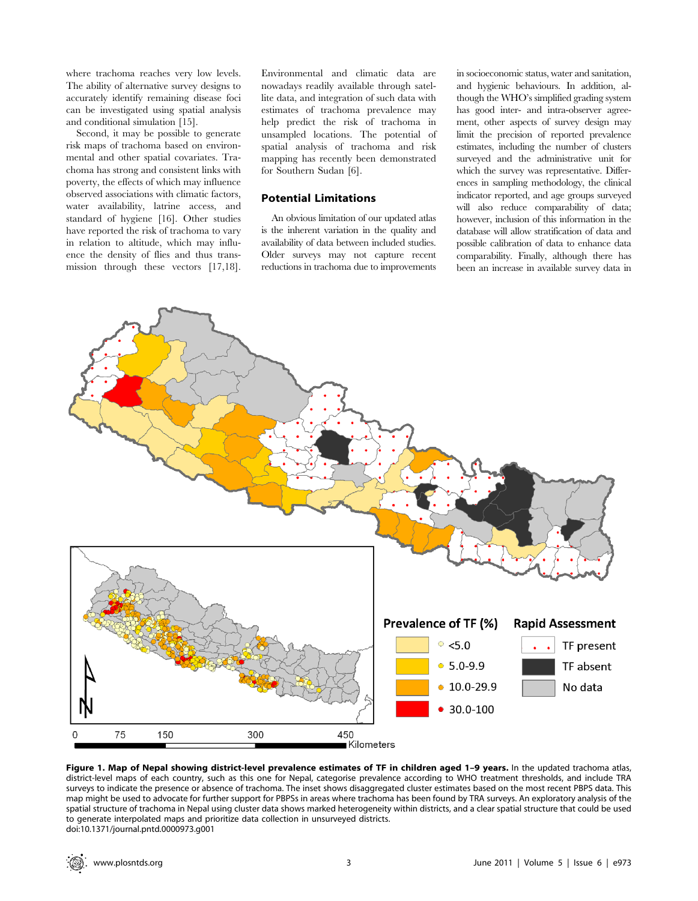where trachoma reaches very low levels. The ability of alternative survey designs to accurately identify remaining disease foci can be investigated using spatial analysis and conditional simulation [15].

Second, it may be possible to generate risk maps of trachoma based on environmental and other spatial covariates. Trachoma has strong and consistent links with poverty, the effects of which may influence observed associations with climatic factors, water availability, latrine access, and standard of hygiene [16]. Other studies have reported the risk of trachoma to vary in relation to altitude, which may influence the density of flies and thus transmission through these vectors [17,18]. Environmental and climatic data are nowadays readily available through satellite data, and integration of such data with estimates of trachoma prevalence may help predict the risk of trachoma in unsampled locations. The potential of spatial analysis of trachoma and risk mapping has recently been demonstrated for Southern Sudan [6].

## Potential Limitations

An obvious limitation of our updated atlas is the inherent variation in the quality and availability of data between included studies. Older surveys may not capture recent reductions in trachoma due to improvements in socioeconomic status, water and sanitation, and hygienic behaviours. In addition, although the WHO's simplified grading system has good inter- and intra-observer agreement, other aspects of survey design may limit the precision of reported prevalence estimates, including the number of clusters surveyed and the administrative unit for which the survey was representative. Differences in sampling methodology, the clinical indicator reported, and age groups surveyed will also reduce comparability of data; however, inclusion of this information in the database will allow stratification of data and possible calibration of data to enhance data comparability. Finally, although there has been an increase in available survey data in

Prevalence of TF (%)
<5.0
5.0-9.9
10.0-29.9
30.0-100

Rapid Assessment
TF present
TF absent
No data

0 75 150 300 450 Kilometers

**Figure 1. Map of Nepal showing district-level prevalence estimates of TF in children aged 1–9 years.** In the updated trachoma atlas, district-level maps of each country, such as this one for Nepal, categorise prevalence according to WHO treatment thresholds, and include TRA surveys to indicate the presence or absence of trachoma. The inset shows disaggregated cluster estimates based on the most recent PBPS data. This map might be used to advocate for further support for PBPSs in areas where trachoma has been found by TRA surveys. An exploratory analysis of the spatial structure of trachoma in Nepal using cluster data shows marked heterogeneity within districts, and a clear spatial structure that could be used to generate interpolated maps and prioritize data collection in unsurveyed districts.
doi:10.1371/journal.pntd.0000973.g001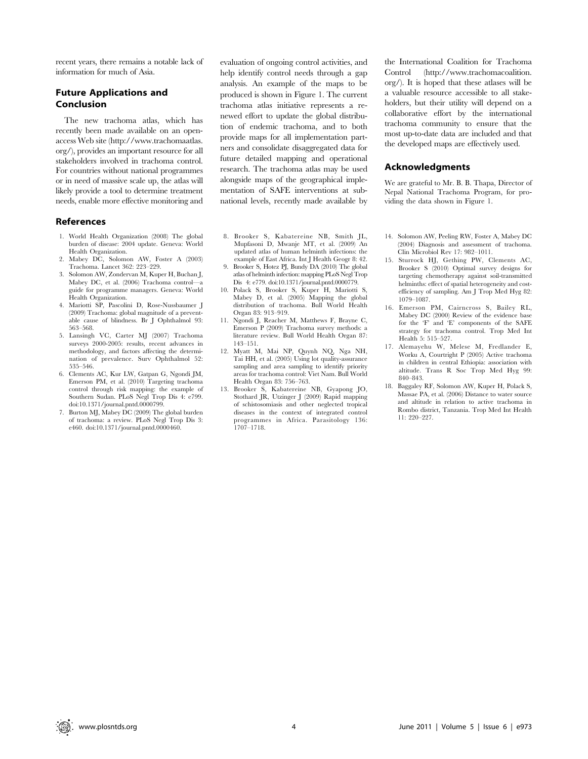recent years, there remains a notable lack of information for much of Asia.

## Future Applications and Conclusion

The new trachoma atlas, which has recently been made available on an open-access Web site (http://www.trachomaatlas.org/), provides an important resource for all stakeholders involved in trachoma control. For countries without national programmes or in need of massive scale up, the atlas will likely provide a tool to determine treatment needs, enable more effective monitoring and evaluation of ongoing control activities, and help identify control needs through a gap analysis. An example of the maps to be produced is shown in Figure 1. The current trachoma atlas initiative represents a renewed effort to update the global distribution of endemic trachoma, and to both provide maps for all implementation partners and consolidate disaggregated data for future detailed mapping and operational research. The trachoma atlas may be used alongside maps of the geographical implementation of SAFE interventions at subnational levels, recently made available by the International Coalition for Trachoma Control (http://www.trachomacoalition.org/). It is hoped that these atlases will be a valuable resource accessible to all stakeholders, but their utility will depend on a collaborative effort by the international trachoma community to ensure that the most up-to-date data are included and that the developed maps are effectively used.

## Acknowledgments

We are grateful to Mr. B. B. Thapa, Director of Nepal National Trachoma Program, for providing the data shown in Figure 1.

## References

1. World Health Organization (2008) The global burden of disease: 2004 update. Geneva: World Health Organization.
2. Mabey DC, Solomon AW, Foster A (2003) Trachoma. Lancet 362: 223–229.
3. Solomon AW, Zondervan M, Kuper H, Buchan J, Mabey DC, et al. (2006) Trachoma control—a guide for programme managers. Geneva: World Health Organization.
4. Mariotti SP, Pascolini D, Rose-Nussbaumer J (2009) Trachoma: global magnitude of a preventable cause of blindness. Br J Ophthalmol 93: 563–568.
5. Lansingh VC, Carter MJ (2007) Trachoma surveys 2000-2005: results, recent advances in methodology, and factors affecting the determination of prevalence. Surv Ophthalmol 52: 535–546.
6. Clements AC, Kur LW, Gatpan G, Ngondi JM, Emerson PM, et al. (2010) Targeting trachoma control through risk mapping: the example of Southern Sudan. PLoS Negl Trop Dis 4: e799. doi:10.1371/journal.pntd.0000799.
7. Burton MJ, Mabey DC (2009) The global burden of trachoma: a review. PLoS Negl Trop Dis 3: e460. doi:10.1371/journal.pntd.0000460.
8. Brooker S, Kabatereine NB, Smith JL, Mupfasoni D, Mwanje MT, et al. (2009) An updated atlas of human helminth infections: the example of East Africa. Int J Health Geogr 8: 42.
9. Brooker S, Hotez PJ, Bundy DA (2010) The global atlas of helminth infection: mapping PLoS Negl Trop Dis 4: e779. doi:10.1371/journal.pntd.0000779.
10. Polack S, Brooker S, Kuper H, Mariotti S, Mabey D, et al. (2005) Mapping the global distribution of trachoma. Bull World Health Organ 83: 913–919.
11. Ngondi J, Reacher M, Matthews F, Brayne C, Emerson P (2009) Trachoma survey methods: a literature review. Bull World Health Organ 87: 143–151.
12. Myatt M, Mai NP, Quynh NQ, Nga NH, Tai HH, et al. (2005) Using lot quality-assurance sampling and area sampling to identify priority areas for trachoma control: Viet Nam. Bull World Health Organ 83: 756–763.
13. Brooker S, Kabatereine NB, Gyapong JO, Stothard JR, Utzinger J (2009) Rapid mapping of schistosomiasis and other neglected tropical diseases in the context of integrated control programmes in Africa. Parasitology 136: 1707–1718.
14. Solomon AW, Peeling RW, Foster A, Mabey DC (2004) Diagnosis and assessment of trachoma. Clin Microbiol Rev 17: 982–1011.
15. Sturrock HJ, Gething PW, Clements AC, Brooker S (2010) Optimal survey designs for targeting chemotherapy against soil-transmitted helminths: effect of spatial heterogeneity and cost-efficiency of sampling. Am J Trop Med Hyg 82: 1079–1087.
16. Emerson PM, Cairncross S, Bailey RL, Mabey DC (2000) Review of the evidence base for the 'F' and 'E' components of the SAFE strategy for trachoma control. Trop Med Int Health 5: 515–527.
17. Alemayehu W, Melese M, Fredlander E, Worku A, Courtright P (2005) Active trachoma in children in central Ethiopia: association with altitude. Trans R Soc Trop Med Hyg 99: 840–843.
18. Baggaley RF, Solomon AW, Kuper H, Polack S, Massae PA, et al. (2006) Distance to water source and altitude in relation to active trachoma in Rombo district, Tanzania. Trop Med Int Health 11: 220–227.